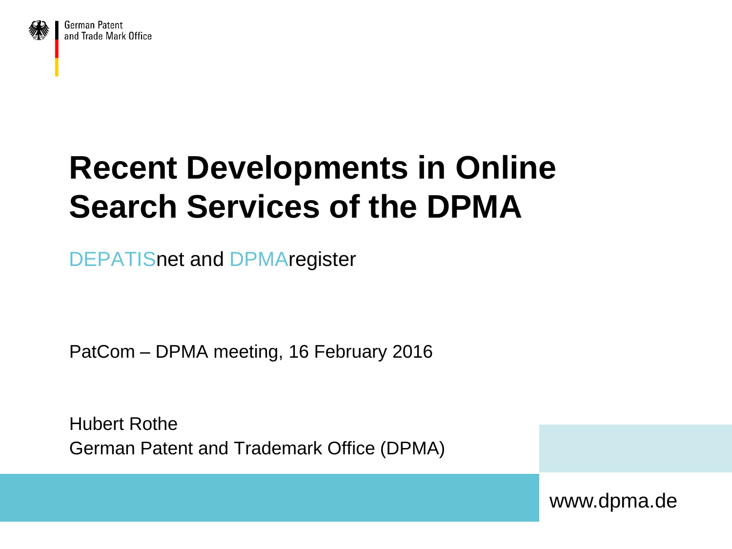German Patent and Trade Mark Office

# Recent Developments in Online Search Services of the DPMA

DEPATISnet and DPMAregister

PatCom – DPMA meeting, 16 February 2016

Hubert Rothe
German Patent and Trademark Office (DPMA)

www.dpma.de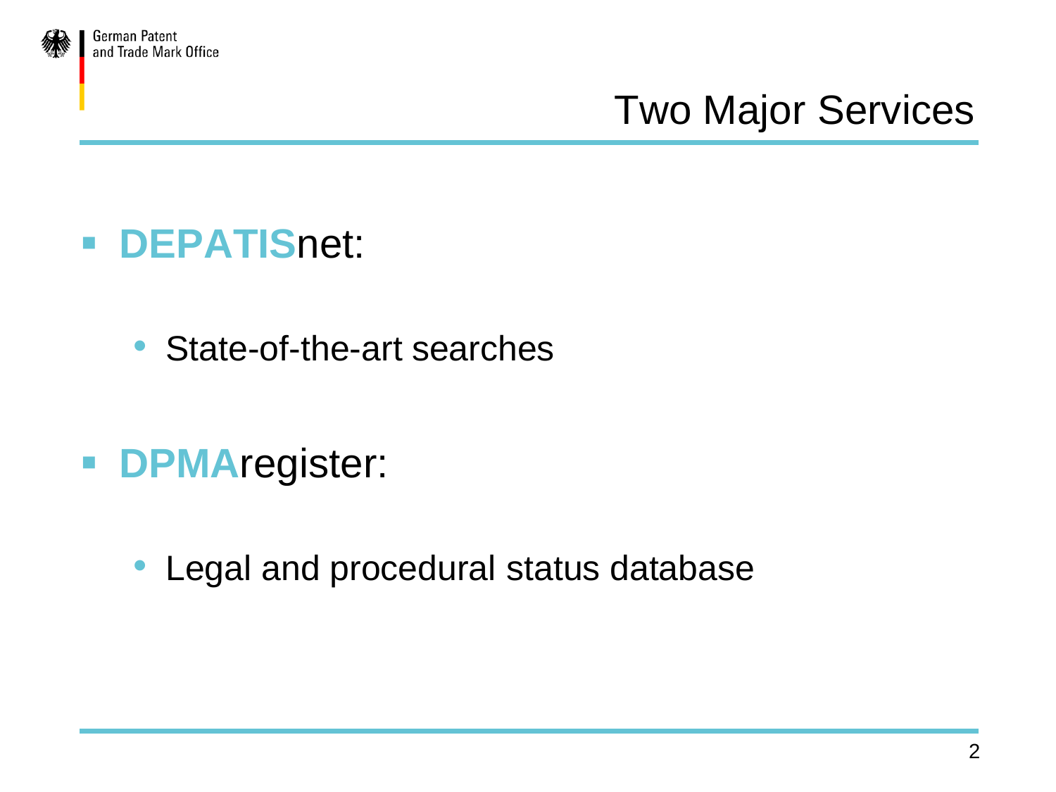# Two Major Services

- **DEPATIS**net:
  - State-of-the-art searches
- **DPMA**register:
  - Legal and procedural status database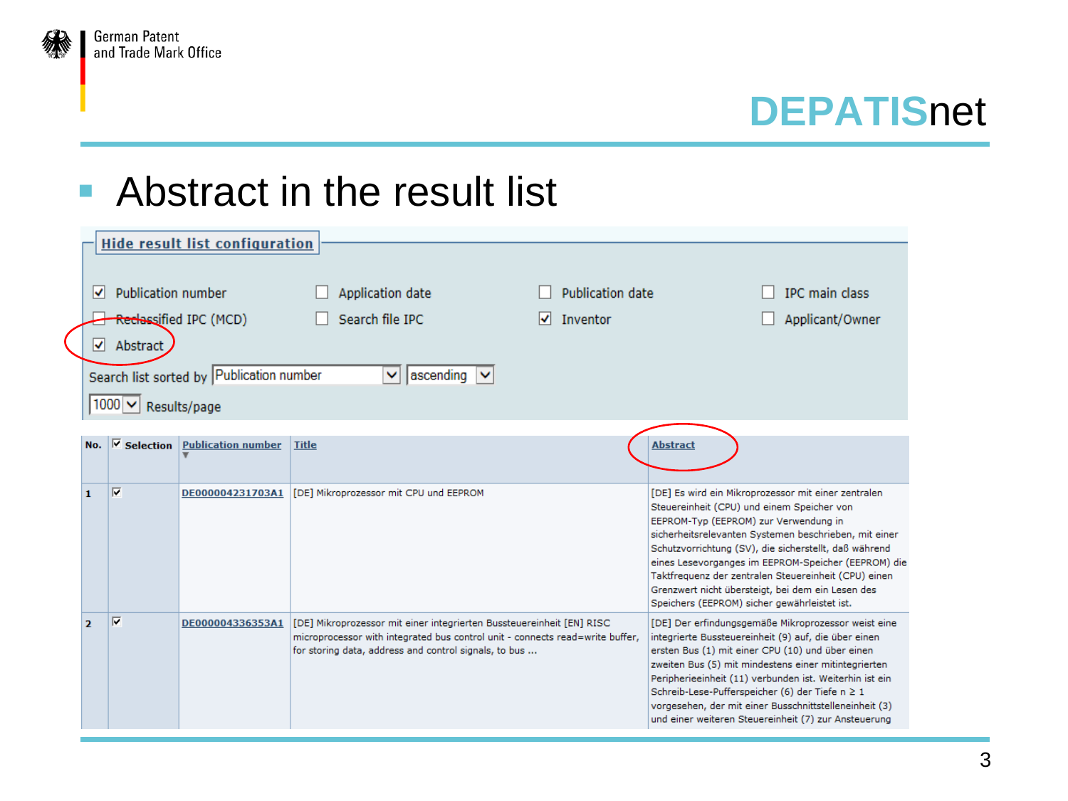# DEPATISnet

## Abstract in the result list

**Hide result list configuration**

- [x] Publication number
- [ ] Application date
- [ ] Publication date
- [ ] IPC main class
- [ ] Reclassified IPC (MCD)
- [ ] Search file IPC
- [x] Inventor
- [ ] Applicant/Owner
- [x] Abstract

Search list sorted by: Publication number, ascending

1000 Results/page

| No. | Selection | Publication number | Title | Abstract |
|---|---|---|---|---|
| 1 | ☑ | DE000004231703A1 | [DE] Mikroprozessor mit CPU und EEPROM | [DE] Es wird ein Mikroprozessor mit einer zentralen Steuereinheit (CPU) und einem Speicher von EEPROM-Typ (EEPROM) zur Verwendung in sicherheitsrelevanten Systemen beschrieben, mit einer Schutzvorrichtung (SV), die sicherstellt, daß während eines Lesevorganges im EEPROM-Speicher (EEPROM) die Taktfrequenz der zentralen Steuereinheit (CPU) einen Grenzwert nicht übersteigt, bei dem ein Lesen des Speichers (EEPROM) sicher gewährleistet ist. |
| 2 | ☑ | DE000004336353A1 | [DE] Mikroprozessor mit einer integrierten Bussteuereinheit [EN] RISC microprocessor with integrated bus control unit - connects read=write buffer, for storing data, address and control signals, to bus ... | [DE] Der erfindungsgemäße Mikroprozessor weist eine integrierte Bussteuereinheit (9) auf, die über einen ersten Bus (1) mit einer CPU (10) und über einen zweiten Bus (5) mit mindestens einer mitintegrierten Peripherieeinheit (11) verbunden ist. Weiterhin ist ein Schreib-Lese-Pufferspeicher (6) der Tiefe n ≥ 1 vorgesehen, der mit einer Busschnittstelleneinheit (3) und einer weiteren Steuereinheit (7) zur Ansteuerung |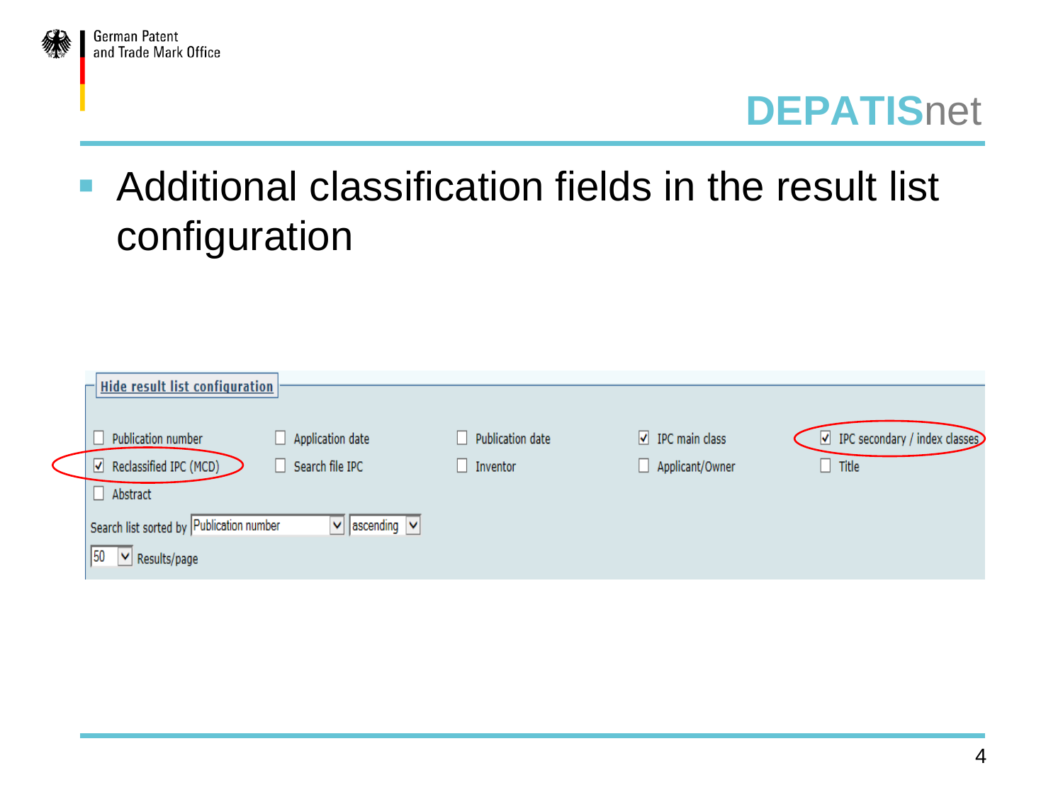- Additional classification fields in the result list configuration

Hide result list configuration

- [ ] Publication number
- [ ] Application date
- [ ] Publication date
- [x] IPC main class
- [x] IPC secondary / index classes
- [x] Reclassified IPC (MCD)
- [ ] Search file IPC
- [ ] Inventor
- [ ] Applicant/Owner
- [ ] Title
- [ ] Abstract

Search list sorted by Publication number ascending

50 Results/page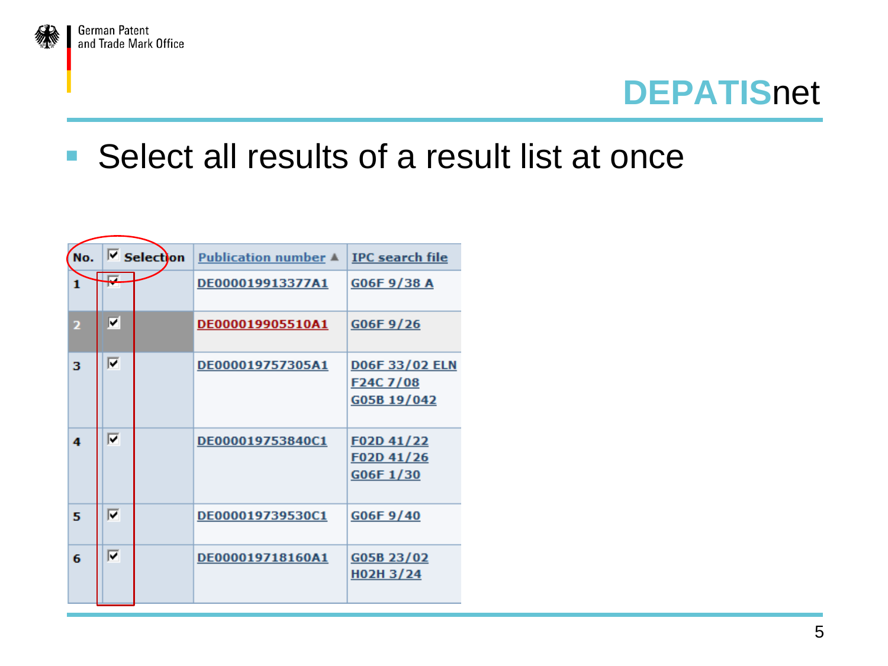# DEPATISnet

- Select all results of a result list at once

| No. | ☑ Selection | Publication number ▲ | IPC search file |
|---|---|---|---|
| 1 | ☑ | DE000019913377A1 | G06F 9/38 A |
| 2 | ☑ | DE000019905510A1 | G06F 9/26 |
| 3 | ☑ | DE000019757305A1 | D06F 33/02 ELN<br>F24C 7/08<br>G05B 19/042 |
| 4 | ☑ | DE000019753840C1 | F02D 41/22<br>F02D 41/26<br>G06F 1/30 |
| 5 | ☑ | DE000019739530C1 | G06F 9/40 |
| 6 | ☑ | DE000019718160A1 | G05B 23/02<br>H02H 3/24 |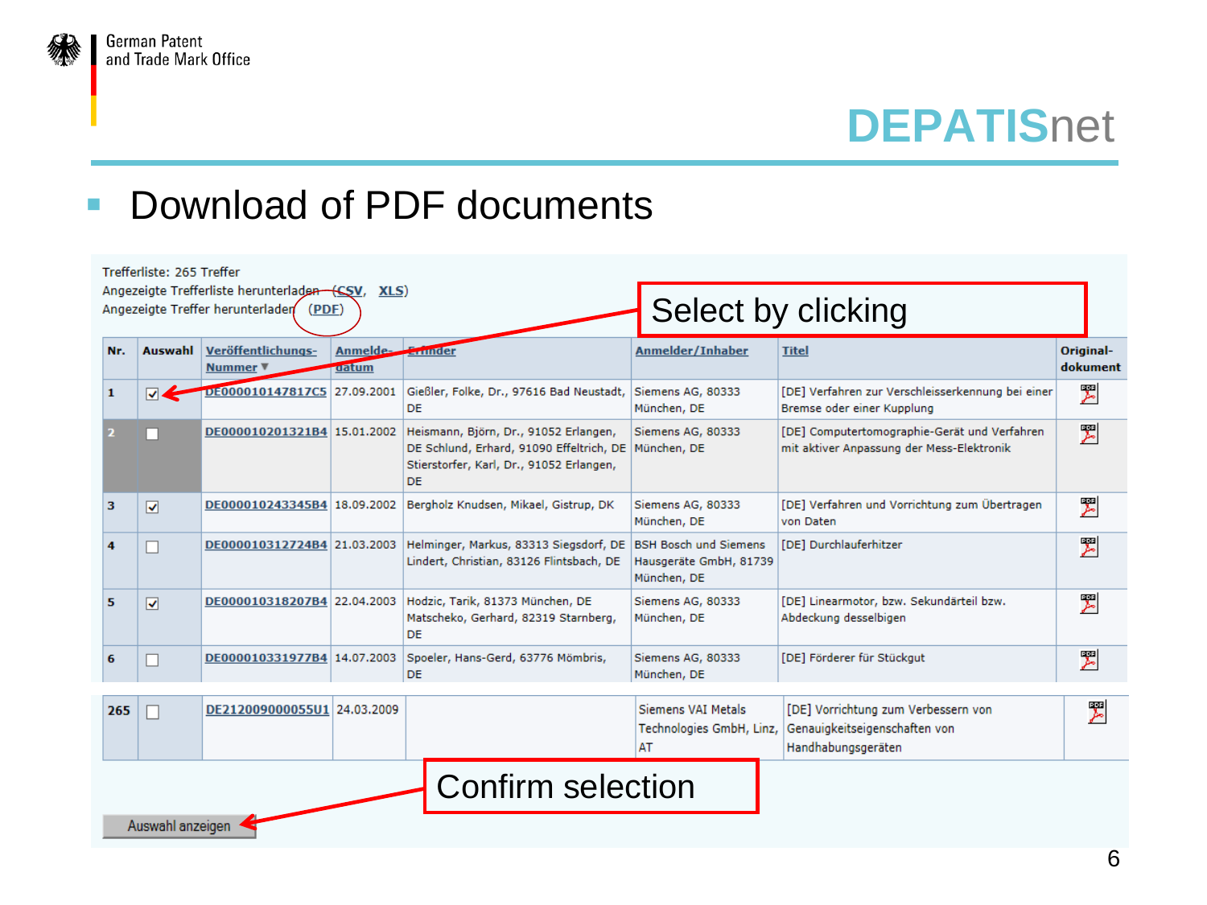# Download of PDF documents

Trefferliste: 265 Treffer
Angezeigte Trefferliste herunterladen (CSV, XLS)
Angezeigte Treffer herunterladen (PDF)

Select by clicking

| Nr. | Auswahl | Veröffentlichungs-Nummer | Anmelde-datum | Erfinder | Anmelder/Inhaber | Titel | Original-dokument |
|---|---|---|---|---|---|---|---|
| 1 | ☑ | DE000010147817C5 | 27.09.2001 | Gießler, Folke, Dr., 97616 Bad Neustadt, DE | Siemens AG, 80333 München, DE | [DE] Verfahren zur Verschleisserkennung bei einer Bremse oder einer Kupplung | PDF |
| 2 | ☐ | DE000010201321B4 | 15.01.2002 | Heismann, Björn, Dr., 91052 Erlangen, DE Schlund, Erhard, 91090 Effeltrich, DE Stierstorfer, Karl, Dr., 91052 Erlangen, DE | Siemens AG, 80333 München, DE | [DE] Computertomographie-Gerät und Verfahren mit aktiver Anpassung der Mess-Elektronik | PDF |
| 3 | ☑ | DE000010243345B4 | 18.09.2002 | Bergholz Knudsen, Mikael, Gistrup, DK | Siemens AG, 80333 München, DE | [DE] Verfahren und Vorrichtung zum Übertragen von Daten | PDF |
| 4 | ☐ | DE000010312724B4 | 21.03.2003 | Helminger, Markus, 83313 Siegsdorf, DE Lindert, Christian, 83126 Flintsbach, DE | BSH Bosch und Siemens Hausgeräte GmbH, 81739 München, DE | [DE] Durchlauferhitzer | PDF |
| 5 | ☑ | DE000010318207B4 | 22.04.2003 | Hodzic, Tarik, 81373 München, DE Matscheko, Gerhard, 82319 Starnberg, DE | Siemens AG, 80333 München, DE | [DE] Linearmotor, bzw. Sekundärteil bzw. Abdeckung desselbigen | PDF |
| 6 | ☐ | DE000010331977B4 | 14.07.2003 | Spoeler, Hans-Gerd, 63776 Mömbris, DE | Siemens AG, 80333 München, DE | [DE] Förderer für Stückgut | PDF |
| 265 | ☐ | DE212009000055U1 | 24.03.2009 | | Siemens VAI Metals Technologies GmbH, Linz, AT | [DE] Vorrichtung zum Verbessern von Genauigkeitseigenschaften von Handhabungsgeräten | PDF |

Confirm selection

Auswahl anzeigen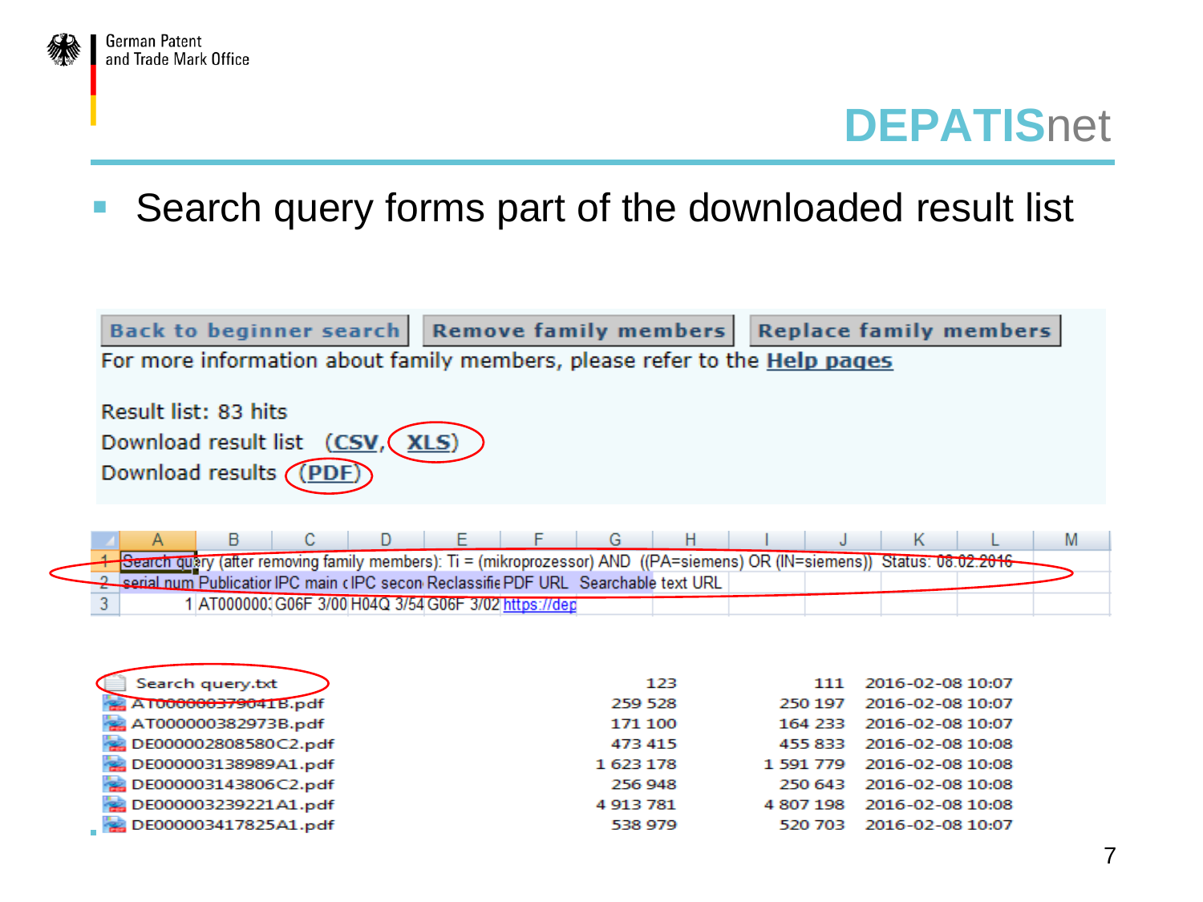# DEPATISnet

- Search query forms part of the downloaded result list

Back to beginner search | Remove family members | Replace family members

For more information about family members, please refer to the Help pages

Result list: 83 hits

Download result list (CSV, XLS)

Download results (PDF)

| | A | B | C | D | E | F | G | H | I | J | K | L | M |
|---|---|---|---|---|---|---|---|---|---|---|---|---|---|
| 1 | Search query (after removing family members): Ti = (mikroprozessor) AND ((PA=siemens) OR (IN=siemens)) Status: 08.02.2016 | | | | | | | | | | | | |
| 2 | serial num | Publicatior | IPC main c | IPC secon | Reclassifie | PDF URL | Searchable text URL | | | | | | |
| 3 | 1 | AT000000: | G06F 3/00 | H04Q 3/54 | G06F 3/02 | https://dep | | | | | | | |

| Name | | | Date |
|---|---|---|---|
| Search query.txt | 123 | 111 | 2016-02-08 10:07 |
| AT000000379041B.pdf | 259 528 | 250 197 | 2016-02-08 10:07 |
| AT000000382973B.pdf | 171 100 | 164 233 | 2016-02-08 10:07 |
| DE000002808580C2.pdf | 473 415 | 455 833 | 2016-02-08 10:08 |
| DE000003138989A1.pdf | 1 623 178 | 1 591 779 | 2016-02-08 10:08 |
| DE000003143806C2.pdf | 256 948 | 250 643 | 2016-02-08 10:08 |
| DE000003239221A1.pdf | 4 913 781 | 4 807 198 | 2016-02-08 10:08 |
| DE000003417825A1.pdf | 538 979 | 520 703 | 2016-02-08 10:07 |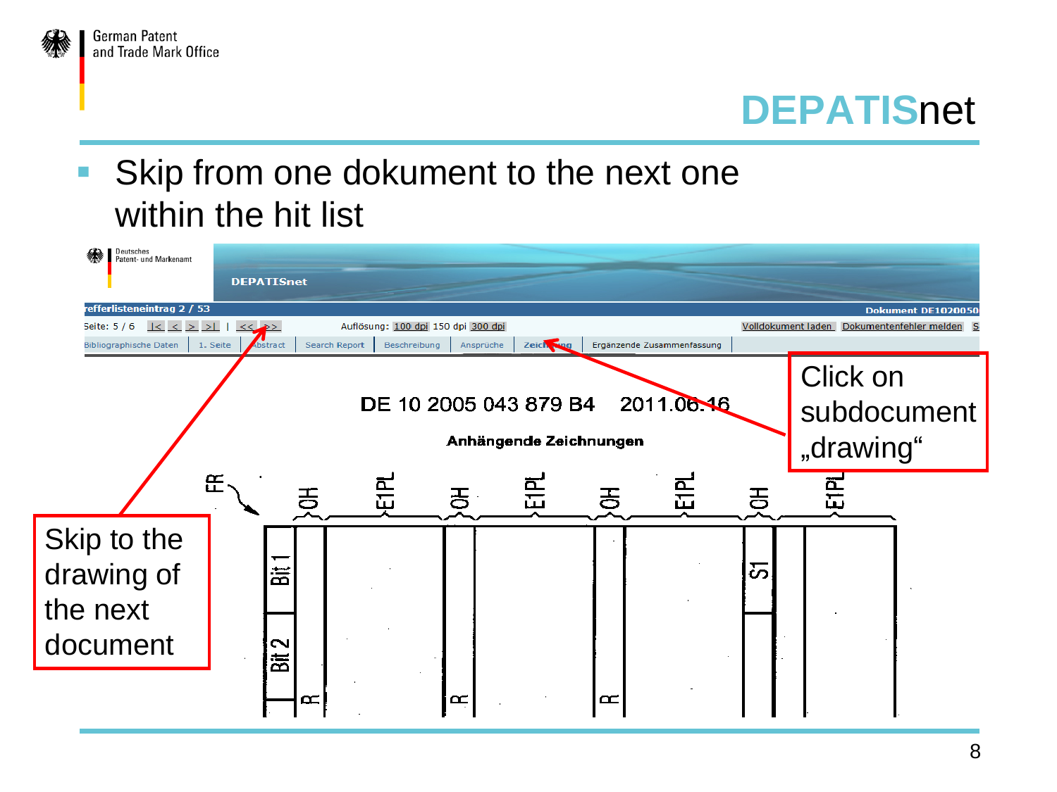# DEPATISnet

- Skip from one dokument to the next one within the hit list

Skip to the drawing of the next document

Click on subdocument „drawing“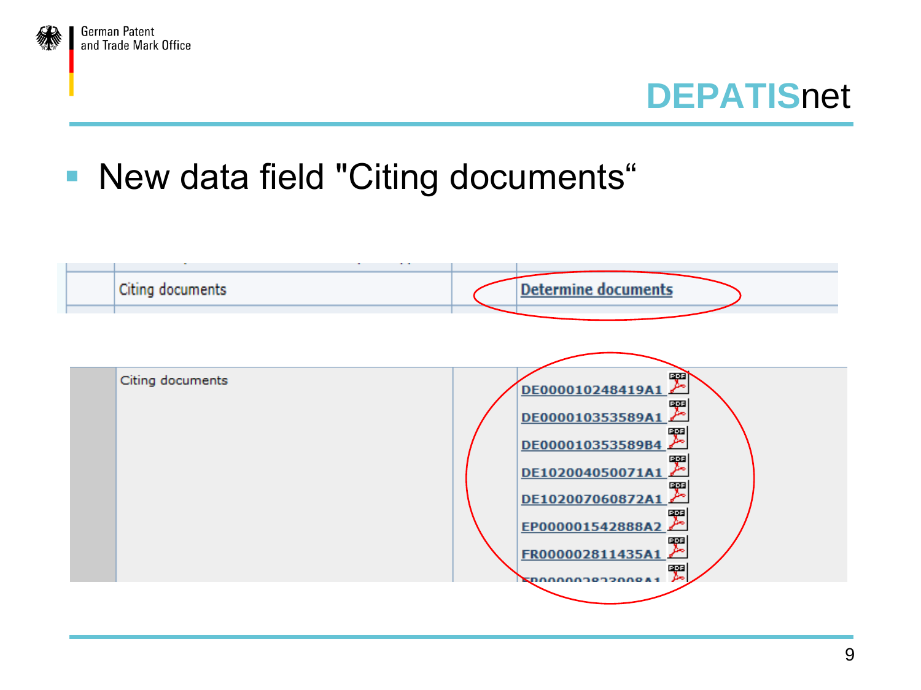# DEPATISnet

- New data field "Citing documents"

| Citing documents | Determine documents |
|---|---|

| Citing documents | DE000010248419A1<br>DE000010353589A1<br>DE000010353589B4<br>DE102004050071A1<br>DE102007060872A1<br>EP000001542888A2<br>FR000002811435A1 |
|---|---|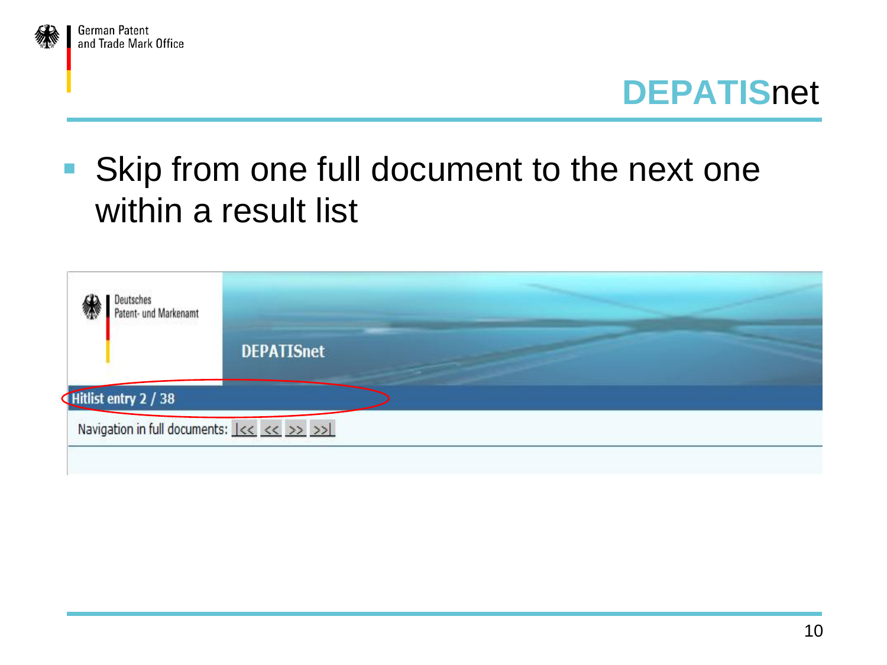# DEPATISnet

- Skip from one full document to the next one within a result list

Deutsches Patent- und Markenamt

DEPATISnet

Hitlist entry 2 / 38

Navigation in full documents: |<< << >> >>|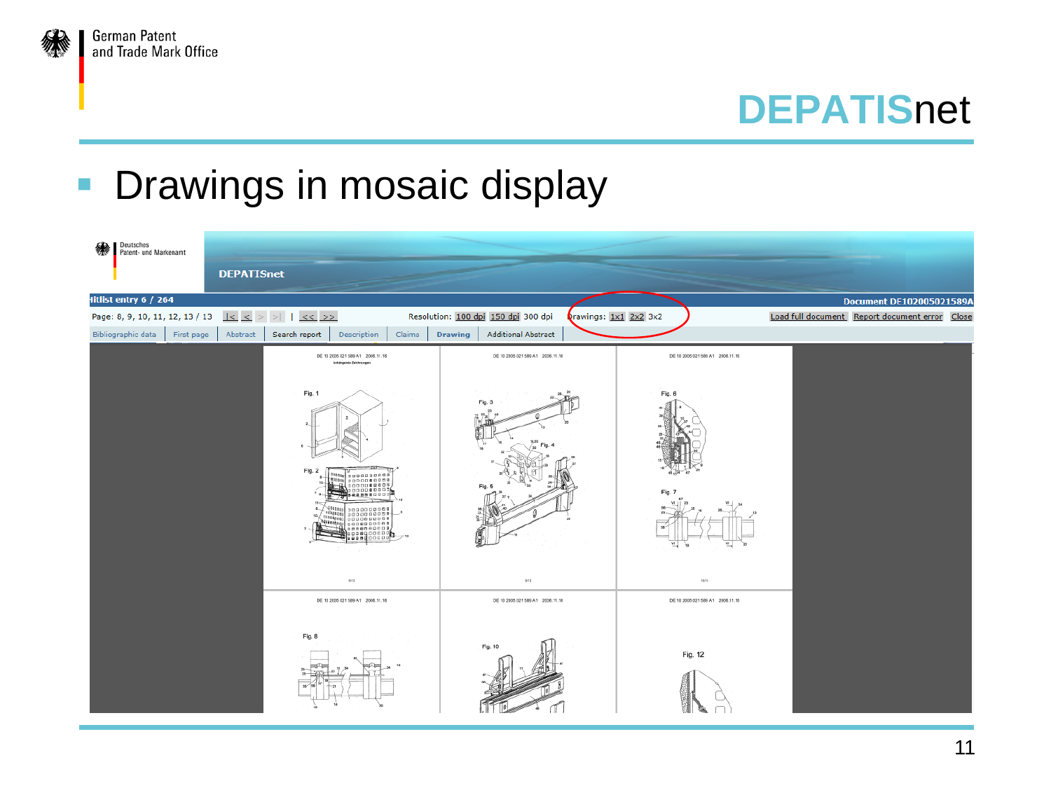# DEPATISnet

- Drawings in mosaic display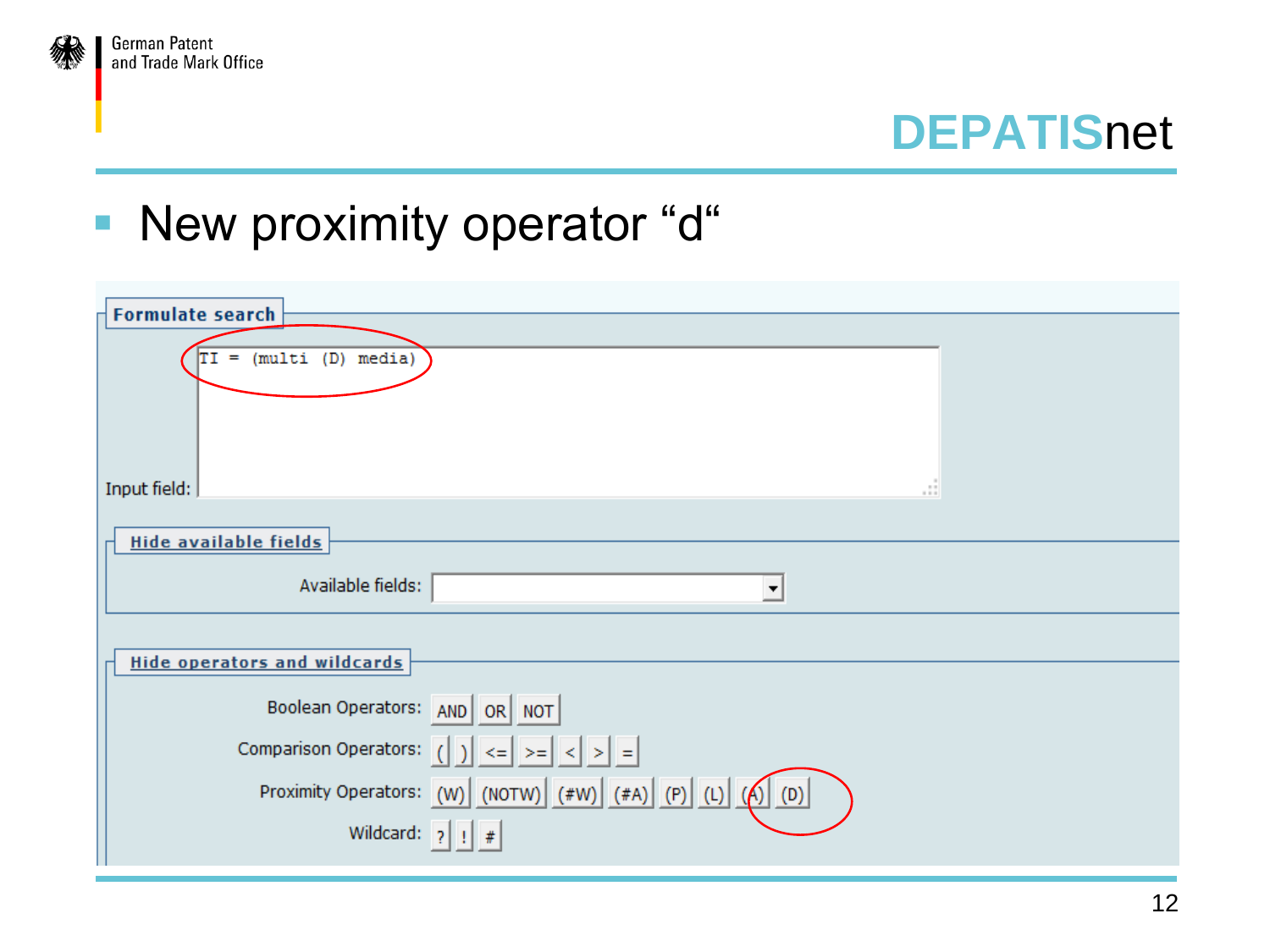# DEPATISnet

- New proximity operator “d“

**Formulate search**

Input field:

```
TI = (multi (D) media)
```

**Hide available fields**

Available fields:

**Hide operators and wildcards**

Boolean Operators: AND OR NOT

Comparison Operators: ( ) <= >= < > =

Proximity Operators: (W) (NOTW) (#W) (#A) (P) (L) (A) (D)

Wildcard: ? ! #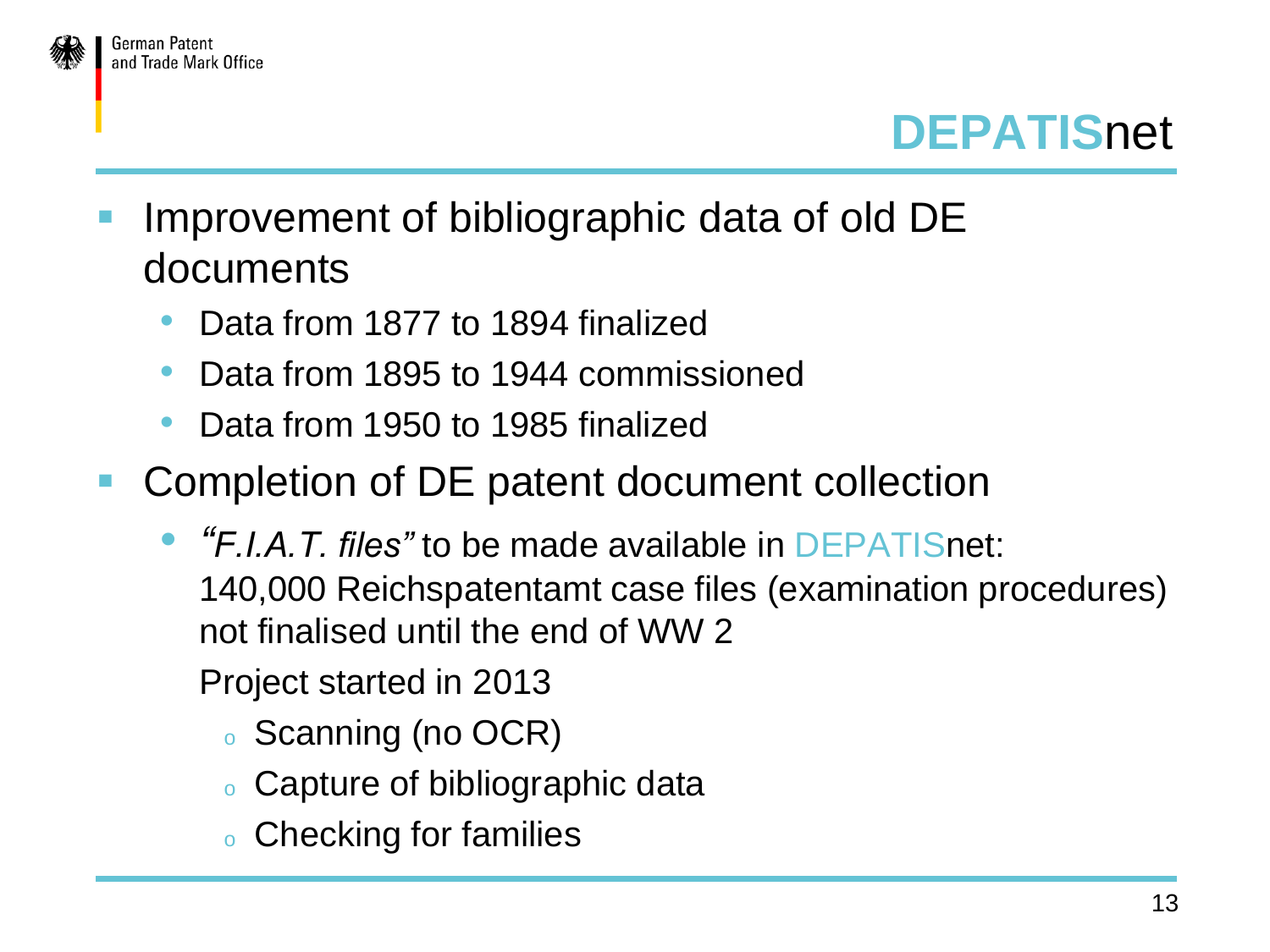## DEPATISnet

- Improvement of bibliographic data of old DE documents
  - Data from 1877 to 1894 finalized
  - Data from 1895 to 1944 commissioned
  - Data from 1950 to 1985 finalized
- Completion of DE patent document collection
  - *"F.I.A.T. files"* to be made available in DEPATISnet: 140,000 Reichspatentamt case files (examination procedures) not finalised until the end of WW 2

    Project started in 2013
    - Scanning (no OCR)
    - Capture of bibliographic data
    - Checking for families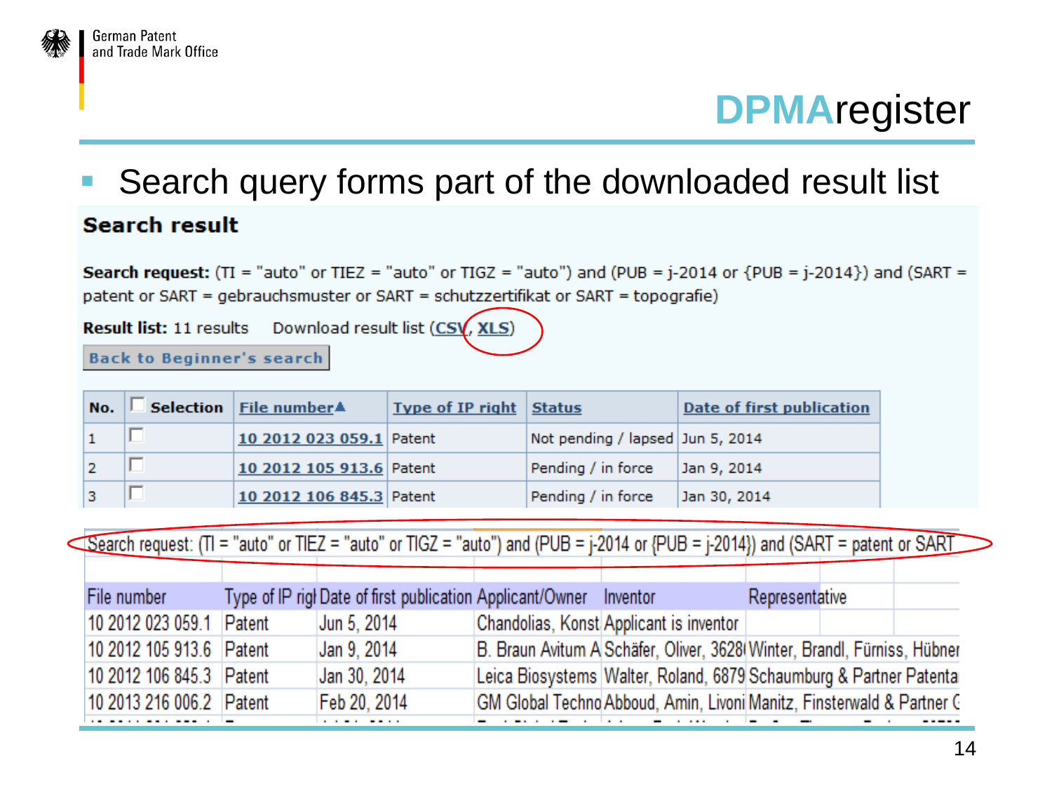# DPMAregister

- Search query forms part of the downloaded result list

## Search result

**Search request:** (TI = "auto" or TIEZ = "auto" or TIGZ = "auto") and (PUB = j-2014 or {PUB = j-2014}) and (SART = patent or SART = gebrauchsmuster or SART = schutzzertifikat or SART = topografie)

**Result list:** 11 results    Download result list (CSV, XLS)

Back to Beginner's search

| No. | Selection | File number | Type of IP right | Status | Date of first publication |
|---|---|---|---|---|---|
| 1 | ☐ | 10 2012 023 059.1 | Patent | Not pending / lapsed | Jun 5, 2014 |
| 2 | ☐ | 10 2012 105 913.6 | Patent | Pending / in force | Jan 9, 2014 |
| 3 | ☐ | 10 2012 106 845.3 | Patent | Pending / in force | Jan 30, 2014 |

Search request: (TI = "auto" or TIEZ = "auto" or TIGZ = "auto") and (PUB = j-2014 or {PUB = j-2014}) and (SART = patent or SART

| File number | Type of IP rigl | Date of first publication | Applicant/Owner | Inventor | Representative |
|---|---|---|---|---|---|
| 10 2012 023 059.1 | Patent | Jun 5, 2014 | Chandolias, Konst | Applicant is inventor | |
| 10 2012 105 913.6 | Patent | Jan 9, 2014 | B. Braun Avitum A | Schäfer, Oliver, 3628 | Winter, Brandl, Fürniss, Hübner |
| 10 2012 106 845.3 | Patent | Jan 30, 2014 | Leica Biosystems | Walter, Roland, 6879 | Schaumburg & Partner Patenta |
| 10 2013 216 006.2 | Patent | Feb 20, 2014 | GM Global Techno | Abboud, Amin, Livoni | Manitz, Finsterwald & Partner G |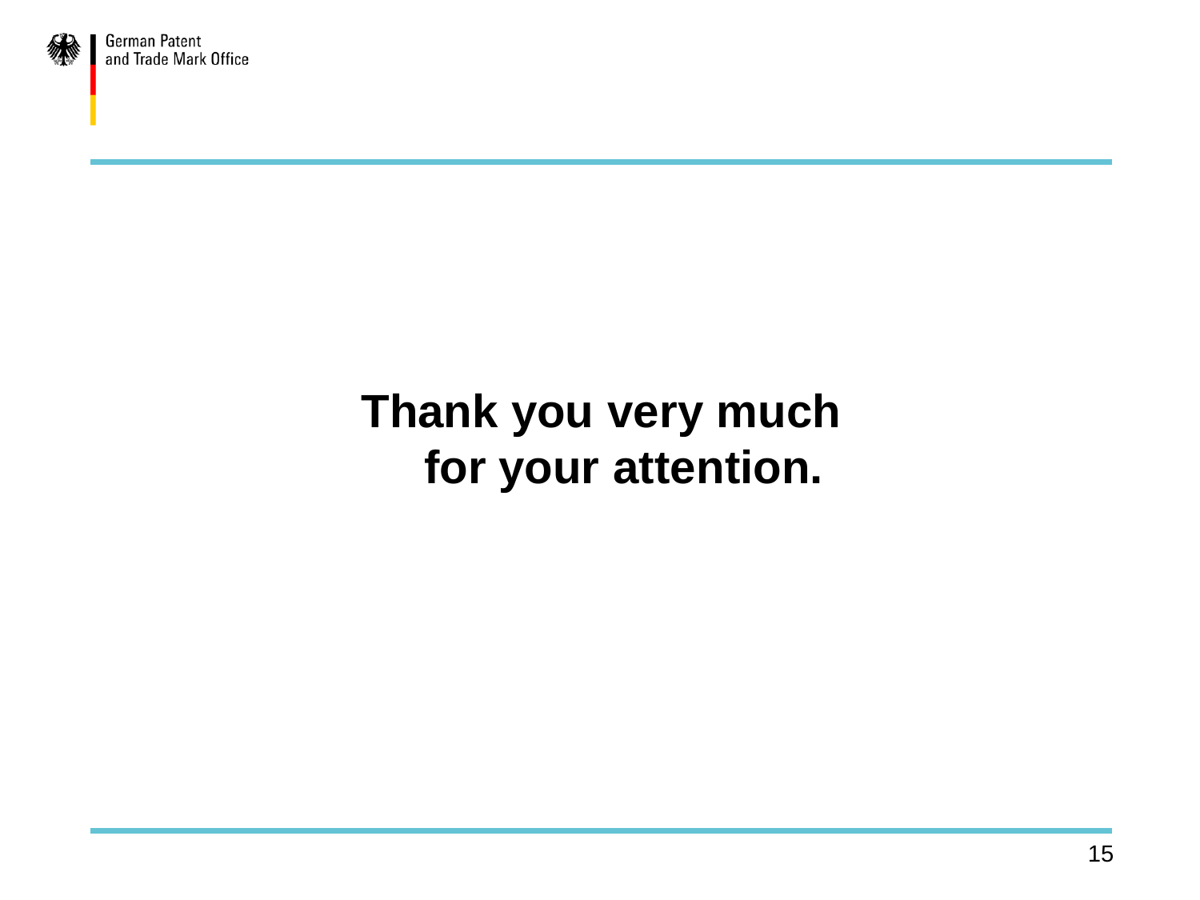**Thank you very much for your attention.**